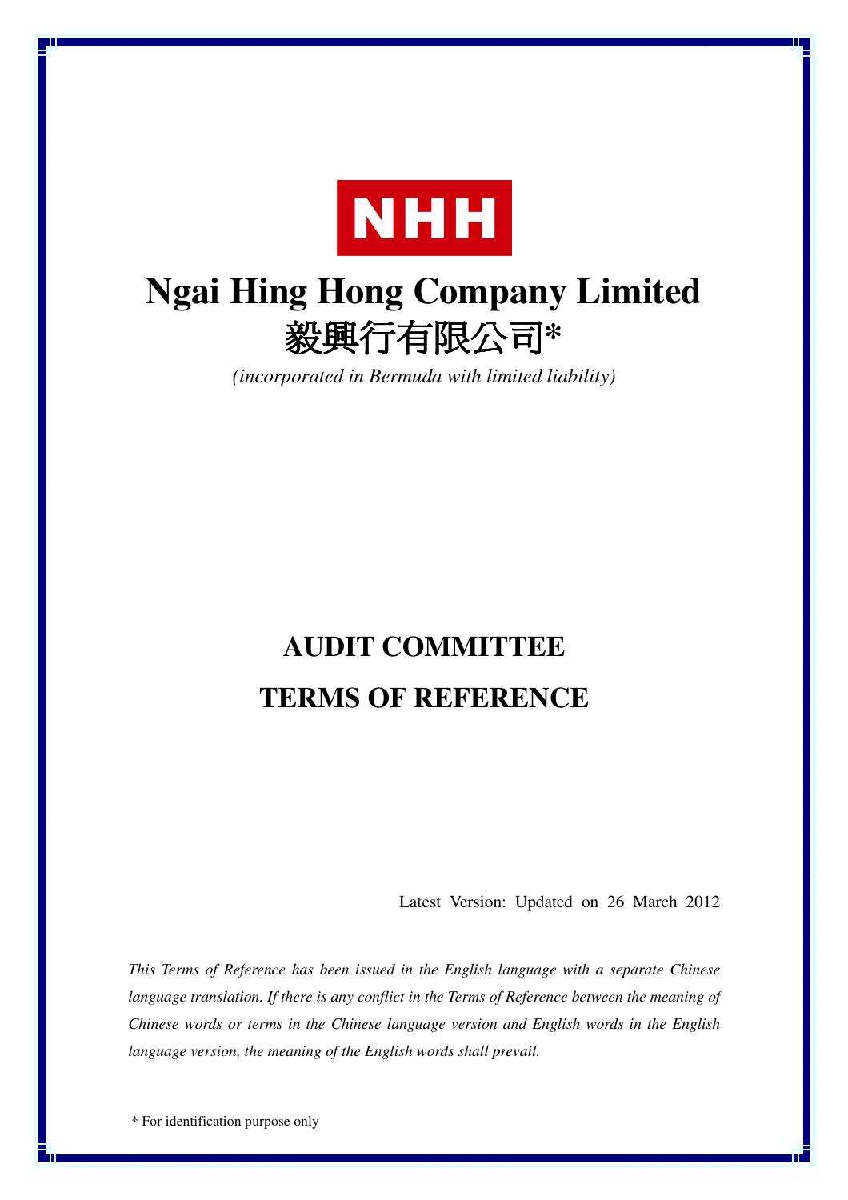NHH

# Ngai Hing Hong Company Limited
# 毅興行有限公司*

*(incorporated in Bermuda with limited liability)*

# AUDIT COMMITTEE
# TERMS OF REFERENCE

Latest Version: Updated on 26 March 2012

*This Terms of Reference has been issued in the English language with a separate Chinese language translation. If there is any conflict in the Terms of Reference between the meaning of Chinese words or terms in the Chinese language version and English words in the English language version, the meaning of the English words shall prevail.*

* For identification purpose only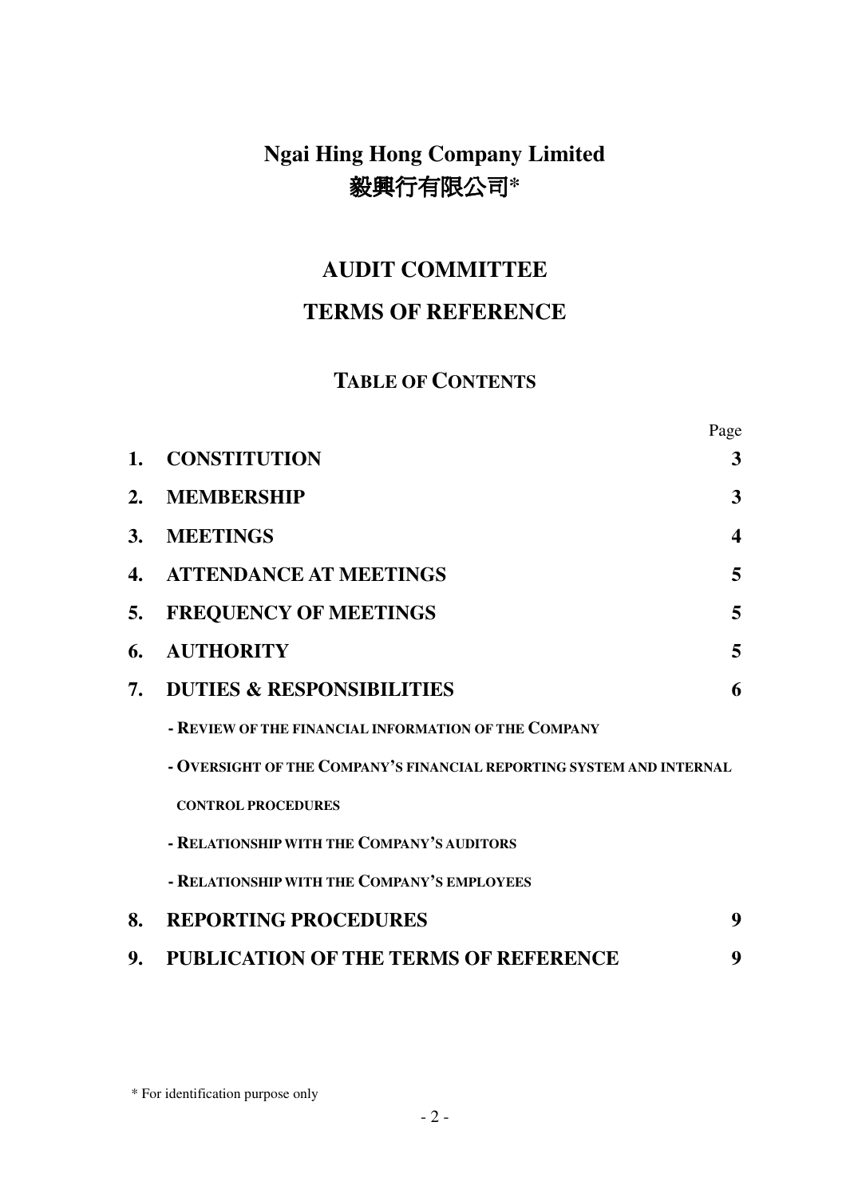# Ngai Hing Hong Company Limited
# 毅興行有限公司*

## AUDIT COMMITTEE
## TERMS OF REFERENCE

### TABLE OF CONTENTS

| | | Page |
|---|---|---|
| **1.** | **CONSTITUTION** | **3** |
| **2.** | **MEMBERSHIP** | **3** |
| **3.** | **MEETINGS** | **4** |
| **4.** | **ATTENDANCE AT MEETINGS** | **5** |
| **5.** | **FREQUENCY OF MEETINGS** | **5** |
| **6.** | **AUTHORITY** | **5** |
| **7.** | **DUTIES & RESPONSIBILITIES** | **6** |
| | **- REVIEW OF THE FINANCIAL INFORMATION OF THE COMPANY** | |
| | **- OVERSIGHT OF THE COMPANY'S FINANCIAL REPORTING SYSTEM AND INTERNAL CONTROL PROCEDURES** | |
| | **- RELATIONSHIP WITH THE COMPANY'S AUDITORS** | |
| | **- RELATIONSHIP WITH THE COMPANY'S EMPLOYEES** | |
| **8.** | **REPORTING PROCEDURES** | **9** |
| **9.** | **PUBLICATION OF THE TERMS OF REFERENCE** | **9** |

\* For identification purpose only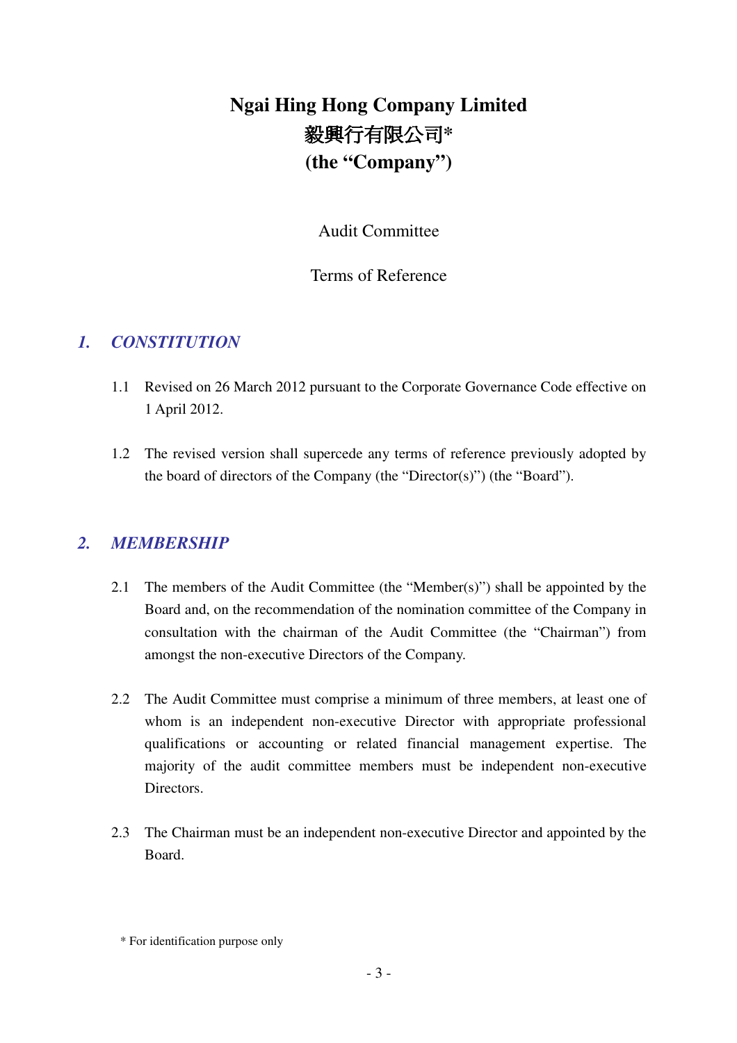# Ngai Hing Hong Company Limited
# 毅興行有限公司*
# (the "Company")

Audit Committee

Terms of Reference

## *1. CONSTITUTION*

1.1 Revised on 26 March 2012 pursuant to the Corporate Governance Code effective on 1 April 2012.

1.2 The revised version shall supercede any terms of reference previously adopted by the board of directors of the Company (the "Director(s)") (the "Board").

## *2. MEMBERSHIP*

2.1 The members of the Audit Committee (the "Member(s)") shall be appointed by the Board and, on the recommendation of the nomination committee of the Company in consultation with the chairman of the Audit Committee (the "Chairman") from amongst the non-executive Directors of the Company.

2.2 The Audit Committee must comprise a minimum of three members, at least one of whom is an independent non-executive Director with appropriate professional qualifications or accounting or related financial management expertise. The majority of the audit committee members must be independent non-executive Directors.

2.3 The Chairman must be an independent non-executive Director and appointed by the Board.

* For identification purpose only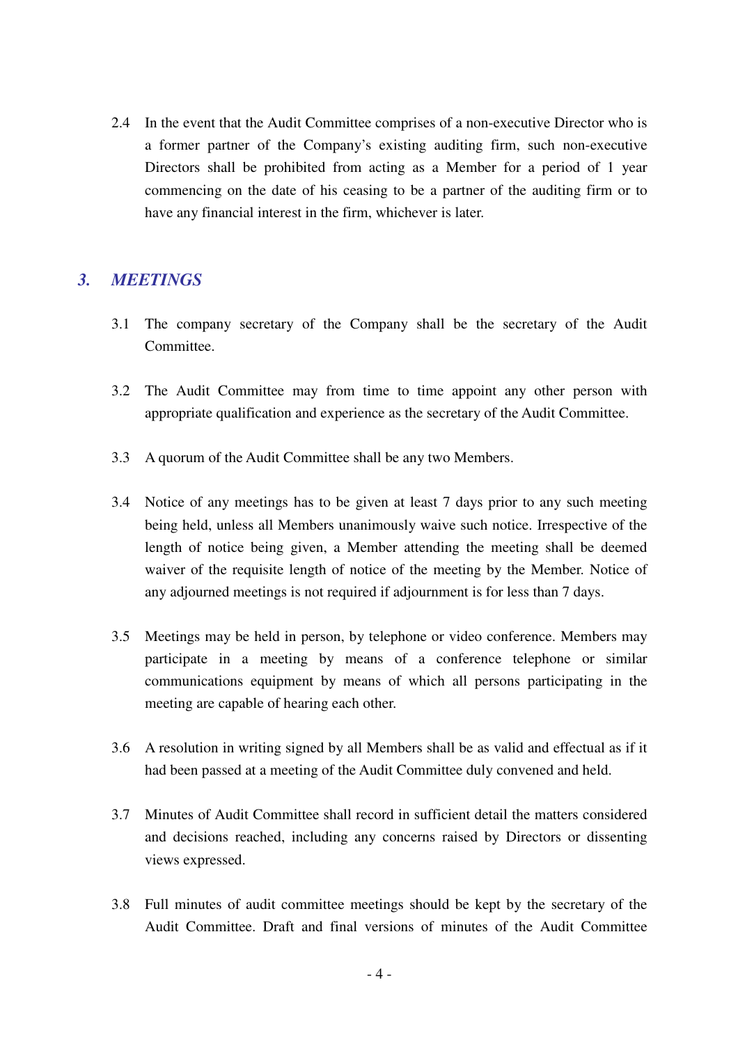2.4 In the event that the Audit Committee comprises of a non-executive Director who is a former partner of the Company's existing auditing firm, such non-executive Directors shall be prohibited from acting as a Member for a period of 1 year commencing on the date of his ceasing to be a partner of the auditing firm or to have any financial interest in the firm, whichever is later.

## *3. MEETINGS*

3.1 The company secretary of the Company shall be the secretary of the Audit Committee.

3.2 The Audit Committee may from time to time appoint any other person with appropriate qualification and experience as the secretary of the Audit Committee.

3.3 A quorum of the Audit Committee shall be any two Members.

3.4 Notice of any meetings has to be given at least 7 days prior to any such meeting being held, unless all Members unanimously waive such notice. Irrespective of the length of notice being given, a Member attending the meeting shall be deemed waiver of the requisite length of notice of the meeting by the Member. Notice of any adjourned meetings is not required if adjournment is for less than 7 days.

3.5 Meetings may be held in person, by telephone or video conference. Members may participate in a meeting by means of a conference telephone or similar communications equipment by means of which all persons participating in the meeting are capable of hearing each other.

3.6 A resolution in writing signed by all Members shall be as valid and effectual as if it had been passed at a meeting of the Audit Committee duly convened and held.

3.7 Minutes of Audit Committee shall record in sufficient detail the matters considered and decisions reached, including any concerns raised by Directors or dissenting views expressed.

3.8 Full minutes of audit committee meetings should be kept by the secretary of the Audit Committee. Draft and final versions of minutes of the Audit Committee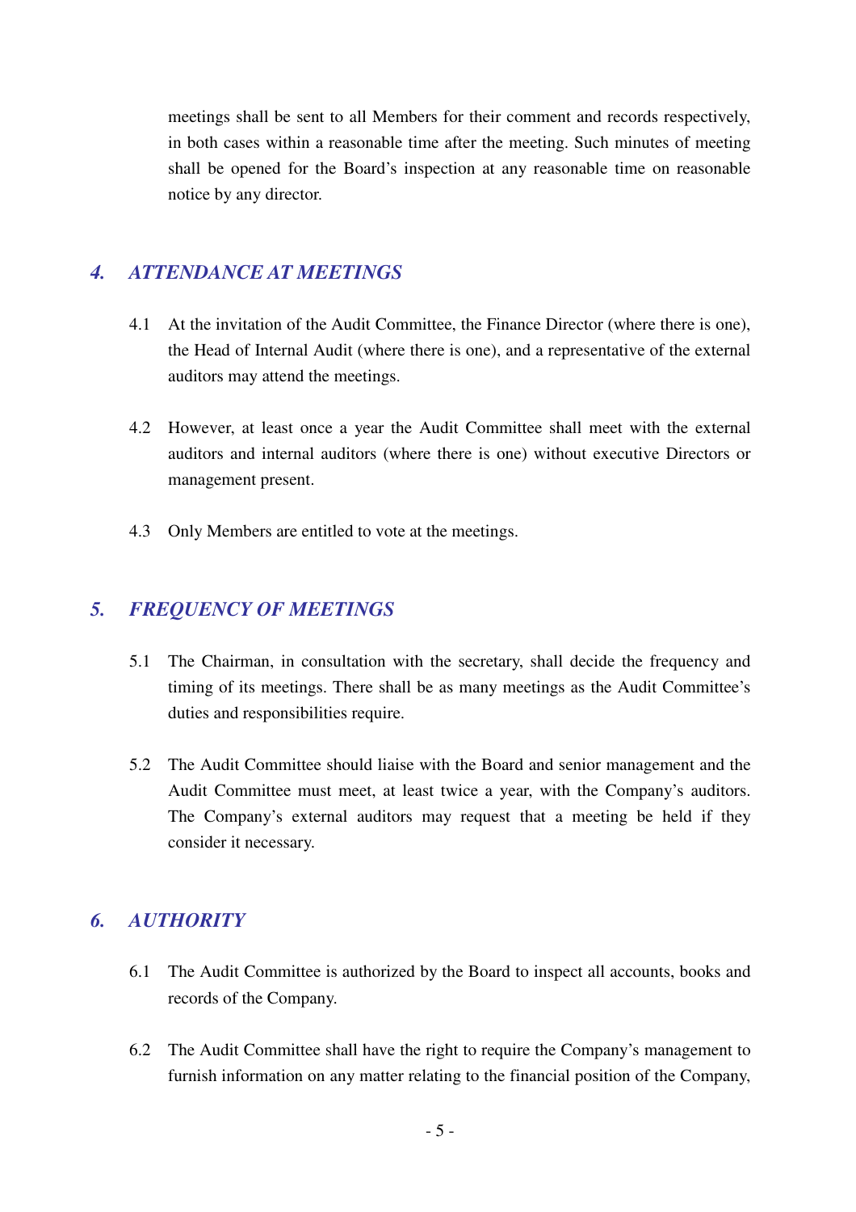meetings shall be sent to all Members for their comment and records respectively, in both cases within a reasonable time after the meeting. Such minutes of meeting shall be opened for the Board's inspection at any reasonable time on reasonable notice by any director.

## *4. ATTENDANCE AT MEETINGS*

4.1 At the invitation of the Audit Committee, the Finance Director (where there is one), the Head of Internal Audit (where there is one), and a representative of the external auditors may attend the meetings.

4.2 However, at least once a year the Audit Committee shall meet with the external auditors and internal auditors (where there is one) without executive Directors or management present.

4.3 Only Members are entitled to vote at the meetings.

## *5. FREQUENCY OF MEETINGS*

5.1 The Chairman, in consultation with the secretary, shall decide the frequency and timing of its meetings. There shall be as many meetings as the Audit Committee's duties and responsibilities require.

5.2 The Audit Committee should liaise with the Board and senior management and the Audit Committee must meet, at least twice a year, with the Company's auditors. The Company's external auditors may request that a meeting be held if they consider it necessary.

## *6. AUTHORITY*

6.1 The Audit Committee is authorized by the Board to inspect all accounts, books and records of the Company.

6.2 The Audit Committee shall have the right to require the Company's management to furnish information on any matter relating to the financial position of the Company,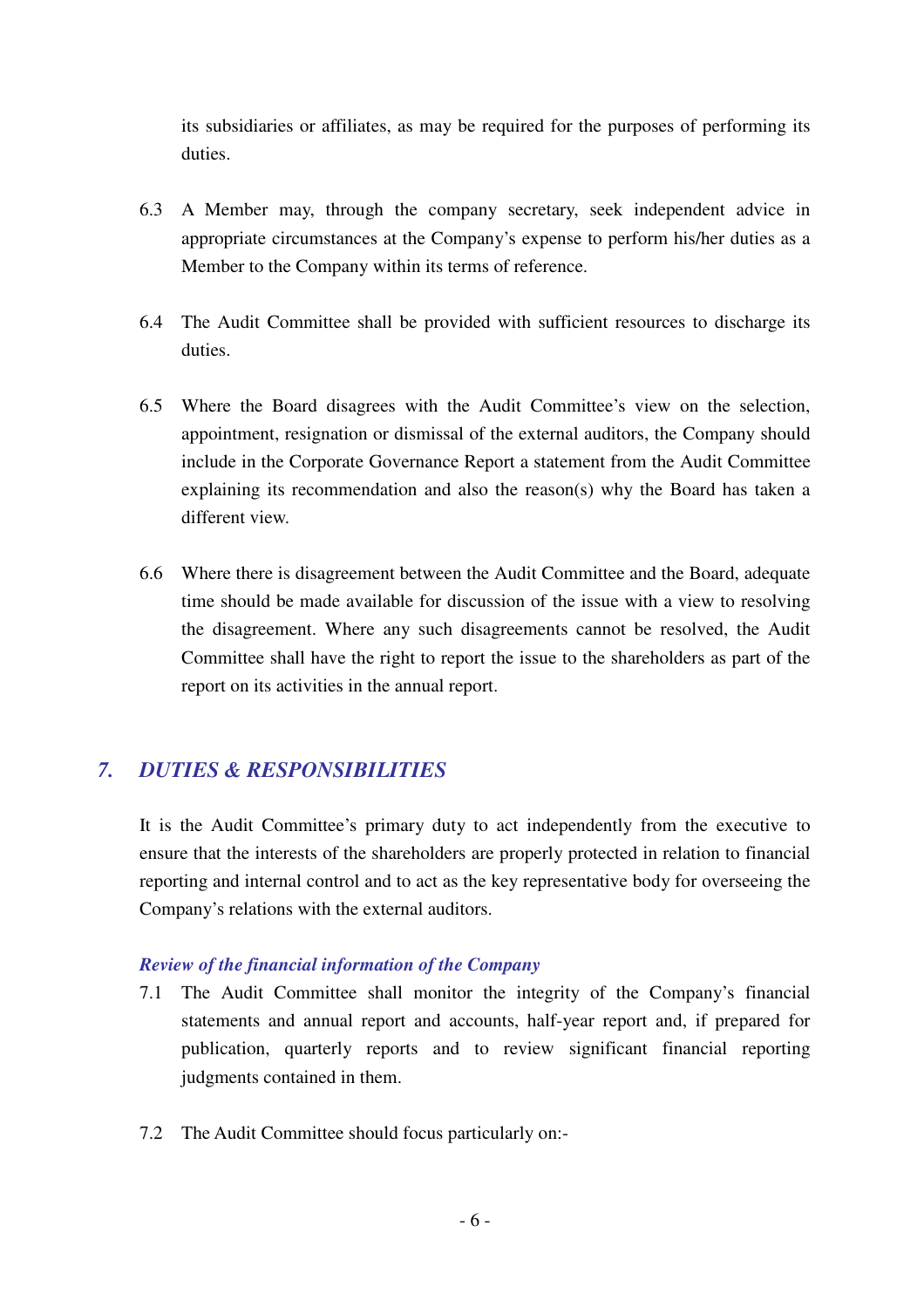its subsidiaries or affiliates, as may be required for the purposes of performing its duties.

6.3 A Member may, through the company secretary, seek independent advice in appropriate circumstances at the Company's expense to perform his/her duties as a Member to the Company within its terms of reference.

6.4 The Audit Committee shall be provided with sufficient resources to discharge its duties.

6.5 Where the Board disagrees with the Audit Committee's view on the selection, appointment, resignation or dismissal of the external auditors, the Company should include in the Corporate Governance Report a statement from the Audit Committee explaining its recommendation and also the reason(s) why the Board has taken a different view.

6.6 Where there is disagreement between the Audit Committee and the Board, adequate time should be made available for discussion of the issue with a view to resolving the disagreement. Where any such disagreements cannot be resolved, the Audit Committee shall have the right to report the issue to the shareholders as part of the report on its activities in the annual report.

## *7. DUTIES & RESPONSIBILITIES*

It is the Audit Committee's primary duty to act independently from the executive to ensure that the interests of the shareholders are properly protected in relation to financial reporting and internal control and to act as the key representative body for overseeing the Company's relations with the external auditors.

### *Review of the financial information of the Company*

7.1 The Audit Committee shall monitor the integrity of the Company's financial statements and annual report and accounts, half-year report and, if prepared for publication, quarterly reports and to review significant financial reporting judgments contained in them.

7.2 The Audit Committee should focus particularly on:-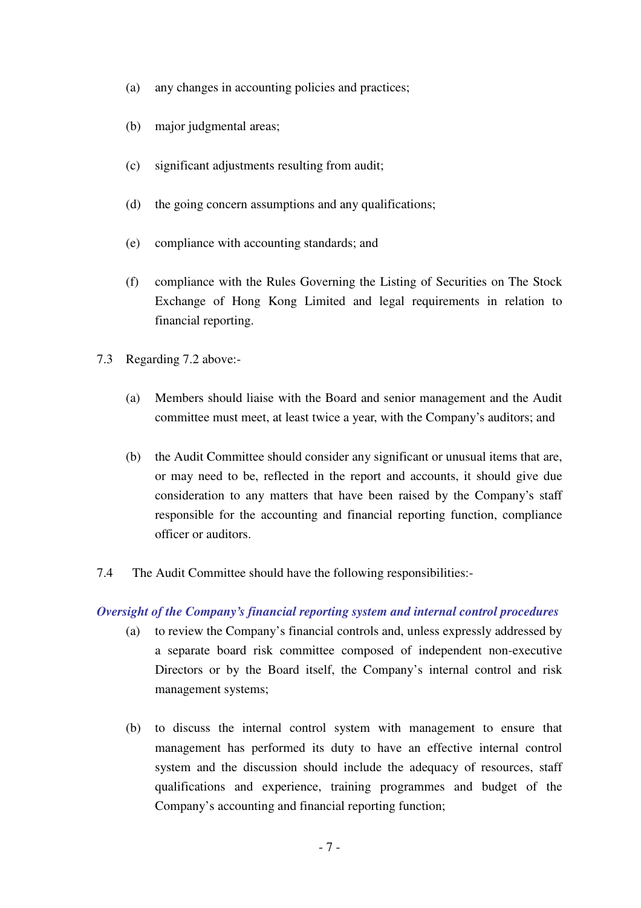(a) any changes in accounting policies and practices;

(b) major judgmental areas;

(c) significant adjustments resulting from audit;

(d) the going concern assumptions and any qualifications;

(e) compliance with accounting standards; and

(f) compliance with the Rules Governing the Listing of Securities on The Stock Exchange of Hong Kong Limited and legal requirements in relation to financial reporting.

7.3 Regarding 7.2 above:-

(a) Members should liaise with the Board and senior management and the Audit committee must meet, at least twice a year, with the Company's auditors; and

(b) the Audit Committee should consider any significant or unusual items that are, or may need to be, reflected in the report and accounts, it should give due consideration to any matters that have been raised by the Company's staff responsible for the accounting and financial reporting function, compliance officer or auditors.

7.4 The Audit Committee should have the following responsibilities:-

***Oversight of the Company's financial reporting system and internal control procedures***

(a) to review the Company's financial controls and, unless expressly addressed by a separate board risk committee composed of independent non-executive Directors or by the Board itself, the Company's internal control and risk management systems;

(b) to discuss the internal control system with management to ensure that management has performed its duty to have an effective internal control system and the discussion should include the adequacy of resources, staff qualifications and experience, training programmes and budget of the Company's accounting and financial reporting function;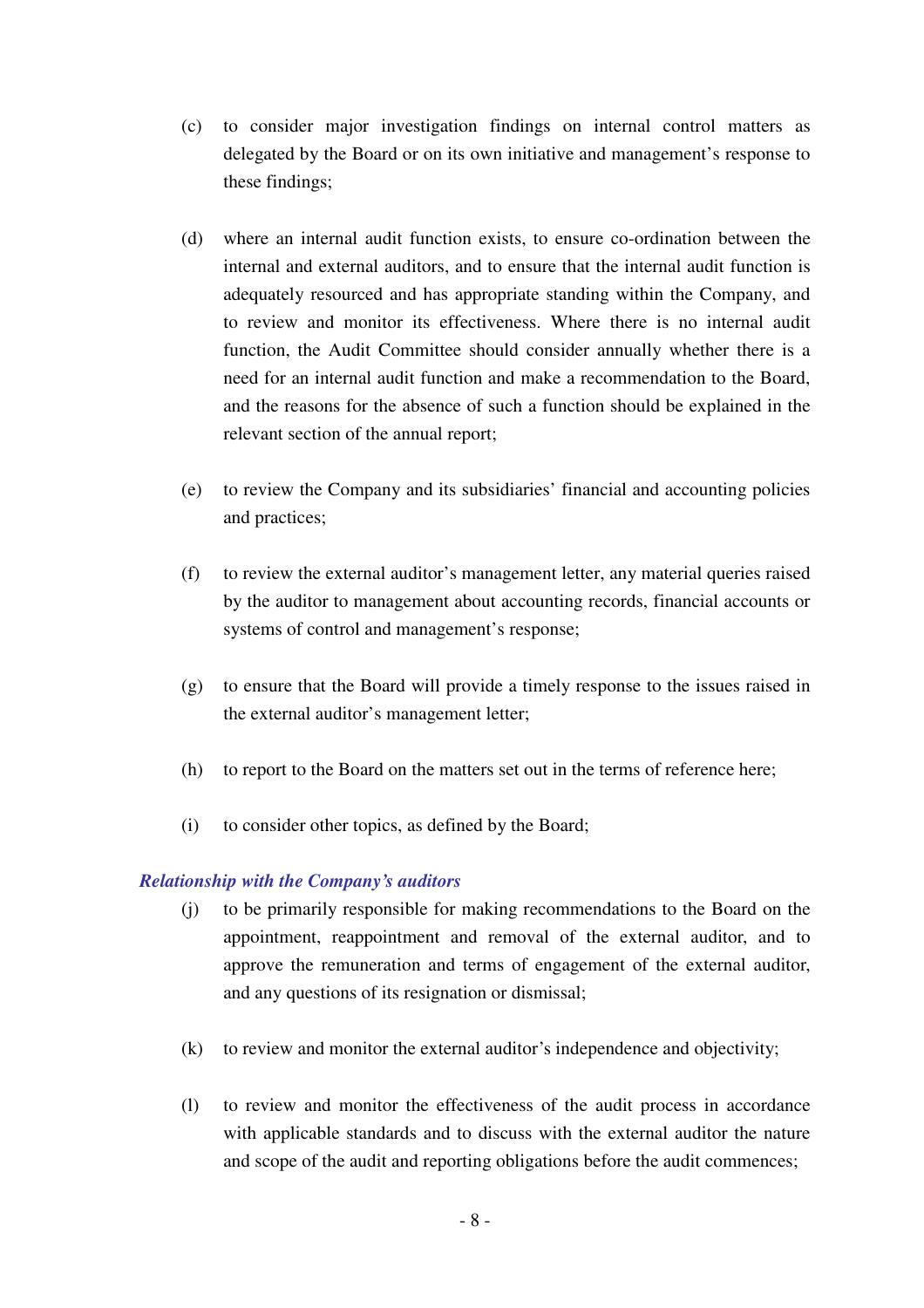(c) to consider major investigation findings on internal control matters as delegated by the Board or on its own initiative and management's response to these findings;

(d) where an internal audit function exists, to ensure co-ordination between the internal and external auditors, and to ensure that the internal audit function is adequately resourced and has appropriate standing within the Company, and to review and monitor its effectiveness. Where there is no internal audit function, the Audit Committee should consider annually whether there is a need for an internal audit function and make a recommendation to the Board, and the reasons for the absence of such a function should be explained in the relevant section of the annual report;

(e) to review the Company and its subsidiaries' financial and accounting policies and practices;

(f) to review the external auditor's management letter, any material queries raised by the auditor to management about accounting records, financial accounts or systems of control and management's response;

(g) to ensure that the Board will provide a timely response to the issues raised in the external auditor's management letter;

(h) to report to the Board on the matters set out in the terms of reference here;

(i) to consider other topics, as defined by the Board;

***Relationship with the Company's auditors***

(j) to be primarily responsible for making recommendations to the Board on the appointment, reappointment and removal of the external auditor, and to approve the remuneration and terms of engagement of the external auditor, and any questions of its resignation or dismissal;

(k) to review and monitor the external auditor's independence and objectivity;

(l) to review and monitor the effectiveness of the audit process in accordance with applicable standards and to discuss with the external auditor the nature and scope of the audit and reporting obligations before the audit commences;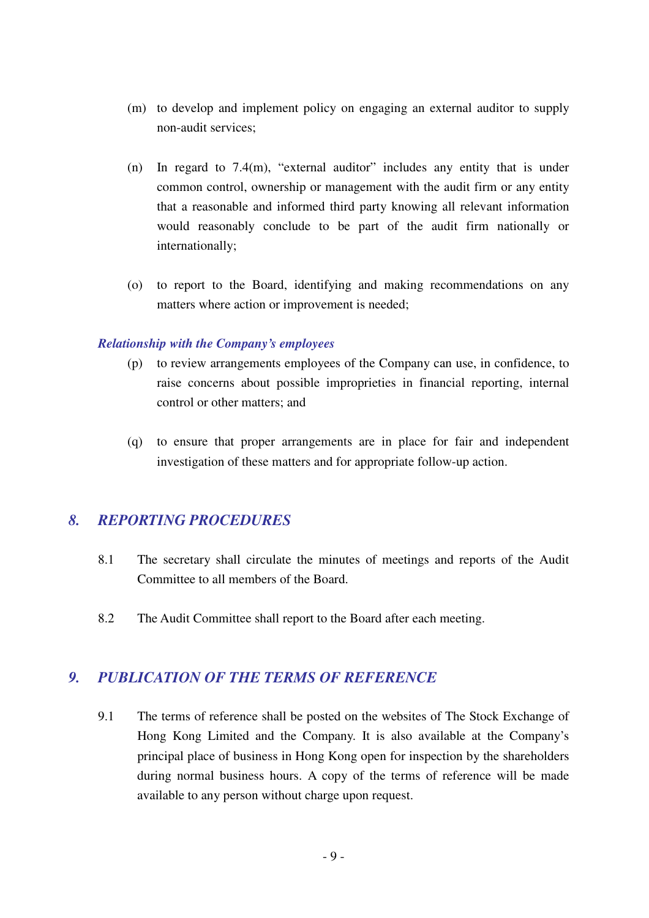(m) to develop and implement policy on engaging an external auditor to supply non-audit services;

(n) In regard to 7.4(m), "external auditor" includes any entity that is under common control, ownership or management with the audit firm or any entity that a reasonable and informed third party knowing all relevant information would reasonably conclude to be part of the audit firm nationally or internationally;

(o) to report to the Board, identifying and making recommendations on any matters where action or improvement is needed;

***Relationship with the Company's employees***

(p) to review arrangements employees of the Company can use, in confidence, to raise concerns about possible improprieties in financial reporting, internal control or other matters; and

(q) to ensure that proper arrangements are in place for fair and independent investigation of these matters and for appropriate follow-up action.

## *8. REPORTING PROCEDURES*

8.1 The secretary shall circulate the minutes of meetings and reports of the Audit Committee to all members of the Board.

8.2 The Audit Committee shall report to the Board after each meeting.

## *9. PUBLICATION OF THE TERMS OF REFERENCE*

9.1 The terms of reference shall be posted on the websites of The Stock Exchange of Hong Kong Limited and the Company. It is also available at the Company's principal place of business in Hong Kong open for inspection by the shareholders during normal business hours. A copy of the terms of reference will be made available to any person without charge upon request.